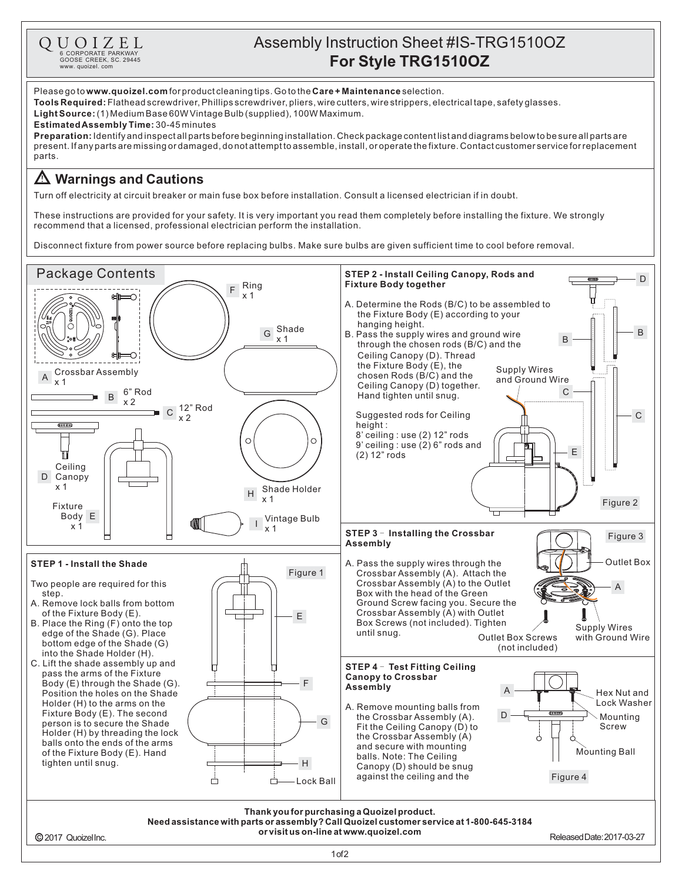QUOIZEL
6 CORPORATE PARKWAY
GOOSE CREEK, SC. 29445
www. quoizel. com

# Assembly Instruction Sheet #IS-TRG1510OZ
## For Style TRG1510OZ

Please go to **www.quoizel.com** for product cleaning tips. Go to the **Care + Maintenance** selection.
**Tools Required:** Flathead screwdriver, Phillips screwdriver, pliers, wire cutters, wire strippers, electrical tape, safety glasses.
**Light Source:** (1) Medium Base 60W Vintage Bulb (supplied), 100W Maximum.
**Estimated Assembly Time:** 30-45 minutes
**Preparation:** Identify and inspect all parts before beginning installation. Check package content list and diagrams below to be sure all parts are present. If any parts are missing or damaged, do not attempt to assemble, install, or operate the fixture. Contact customer service for replacement parts.

## ⚠ Warnings and Cautions

Turn off electricity at circuit breaker or main fuse box before installation. Consult a licensed electrician if in doubt.

These instructions are provided for your safety. It is very important you read them completely before installing the fixture. We strongly recommend that a licensed, professional electrician perform the installation.

Disconnect fixture from power source before replacing bulbs. Make sure bulbs are given sufficient time to cool before removal.

## Package Contents

- A Crossbar Assembly x 1
- B 6" Rod x 2
- C 12" Rod x 2
- D Ceiling Canopy x 1
- E Fixture Body x 1
- F Ring x 1
- G Shade x 1
- H Shade Holder x 1
- I Vintage Bulb x 1

### STEP 1 - Install the Shade

Two people are required for this step.

A. Remove lock balls from bottom of the Fixture Body (E).
B. Place the Ring (F) onto the top edge of the Shade (G). Place bottom edge of the Shade (G) into the Shade Holder (H).
C. Lift the shade assembly up and pass the arms of the Fixture Body (E) through the Shade (G). Position the holes on the Shade Holder (H) to the arms on the Fixture Body (E). The second person is to secure the Shade Holder (H) by threading the lock balls onto the ends of the arms of the Fixture Body (E). Hand tighten until snug.

Figure 1 — E, F, G, H, Lock Ball

### STEP 2 - Install Ceiling Canopy, Rods and Fixture Body together

A. Determine the Rods (B/C) to be assembled to the Fixture Body (E) according to your hanging height.
B. Pass the supply wires and ground wire through the chosen rods (B/C) and the Ceiling Canopy (D). Thread the Fixture Body (E), the chosen Rods (B/C) and the Ceiling Canopy (D) together. Hand tighten until snug.

Suggested rods for Ceiling height :
8' ceiling : use (2) 12" rods
9' ceiling : use (2) 6" rods and (2) 12" rods

Figure 2 — D, B, C, E, Supply Wires and Ground Wire

### STEP 3 – Installing the Crossbar Assembly

A. Pass the supply wires through the Crossbar Assembly (A). Attach the Crossbar Assembly (A) to the Outlet Box with the head of the Green Ground Screw facing you. Secure the Crossbar Assembly (A) with Outlet Box Screws (not included). Tighten until snug.

Figure 3 — Outlet Box, A, Outlet Box Screws (not included), Supply Wires with Ground Wire

### STEP 4 – Test Fitting Ceiling Canopy to Crossbar Assembly

A. Remove mounting balls from the Crossbar Assembly (A). Fit the Ceiling Canopy (D) to the Crossbar Assembly (A) and secure with mounting balls. Note: The Ceiling Canopy (D) should be snug against the ceiling and the

Figure 4 — A, D, Hex Nut and Lock Washer, Mounting Screw, Mounting Ball

**Thank you for purchasing a Quoizel product.**
**Need assistance with parts or assembly? Call Quoizel customer service at 1-800-645-3184 or visit us on-line at www.quoizel.com**

© 2017 Quoizel Inc. Released Date: 2017-03-27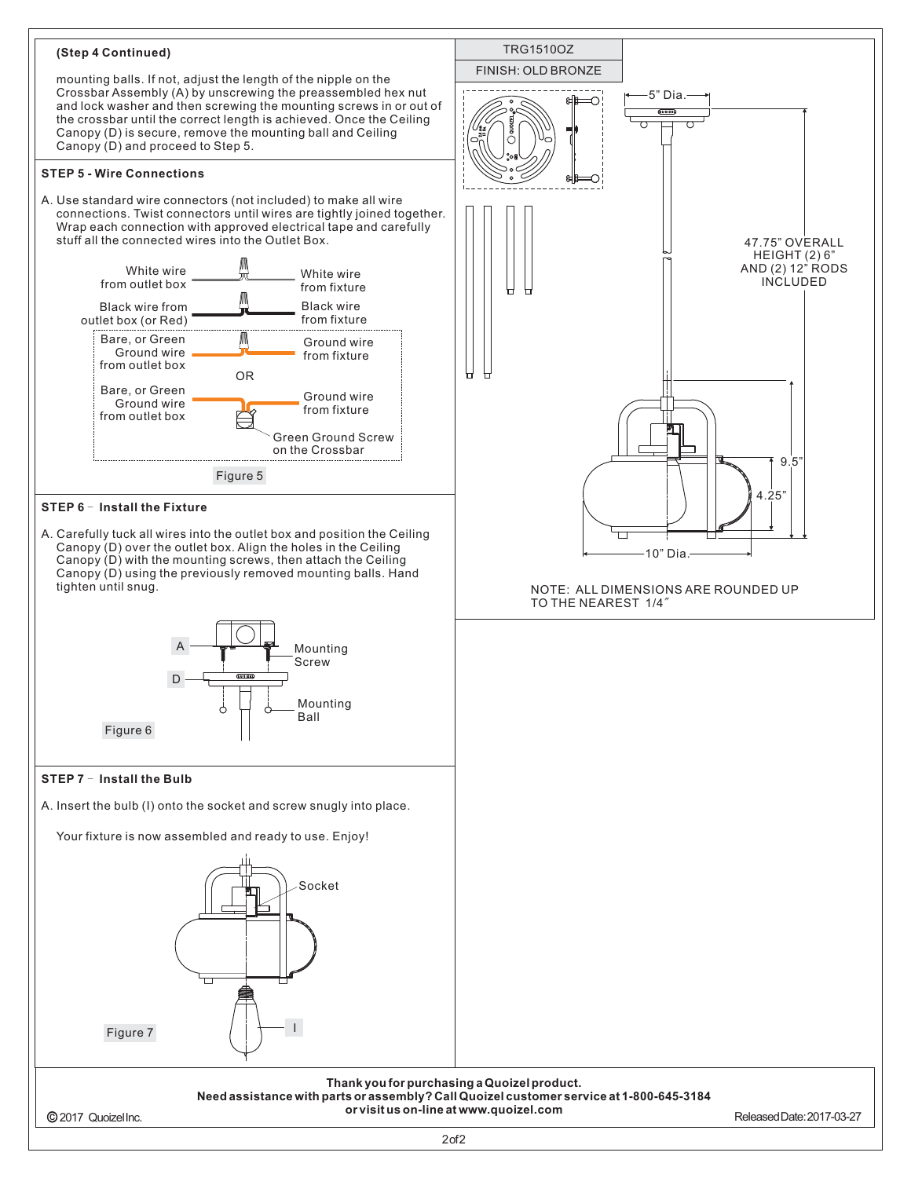**(Step 4 Continued)**

mounting balls. If not, adjust the length of the nipple on the Crossbar Assembly (A) by unscrewing the preassembled hex nut and lock washer and then screwing the mounting screws in or out of the crossbar until the correct length is achieved. Once the Ceiling Canopy (D) is secure, remove the mounting ball and Ceiling Canopy (D) and proceed to Step 5.

**STEP 5 - Wire Connections**

A. Use standard wire connectors (not included) to make all wire connections. Twist connectors until wires are tightly joined together. Wrap each connection with approved electrical tape and carefully stuff all the connected wires into the Outlet Box.

White wire from outlet box — White wire from fixture

Black wire from outlet box (or Red) — Black wire from fixture

Bare, or Green Ground wire from outlet box — Ground wire from fixture

OR

Bare, or Green Ground wire from outlet box — Ground wire from fixture

Green Ground Screw on the Crossbar

Figure 5

**STEP 6 – Install the Fixture**

A. Carefully tuck all wires into the outlet box and position the Ceiling Canopy (D) over the outlet box. Align the holes in the Ceiling Canopy (D) with the mounting screws, then attach the Ceiling Canopy (D) using the previously removed mounting balls. Hand tighten until snug.

A

D

Mounting Screw

Mounting Ball

Figure 6

**STEP 7 – Install the Bulb**

A. Insert the bulb (I) onto the socket and screw snugly into place.

Your fixture is now assembled and ready to use. Enjoy!

Socket

I

Figure 7

TRG1510OZ

FINISH: OLD BRONZE

5" Dia.

47.75" OVERALL HEIGHT (2) 6" AND (2) 12" RODS INCLUDED

9.5"

4.25"

10" Dia.

NOTE: ALL DIMENSIONS ARE ROUNDED UP TO THE NEAREST 1/4"

**Thank you for purchasing a Quoizel product.**
**Need assistance with parts or assembly? Call Quoizel customer service at 1-800-645-3184 or visit us on-line at www.quoizel.com**

© 2017 Quoizel Inc.

Released Date: 2017-03-27